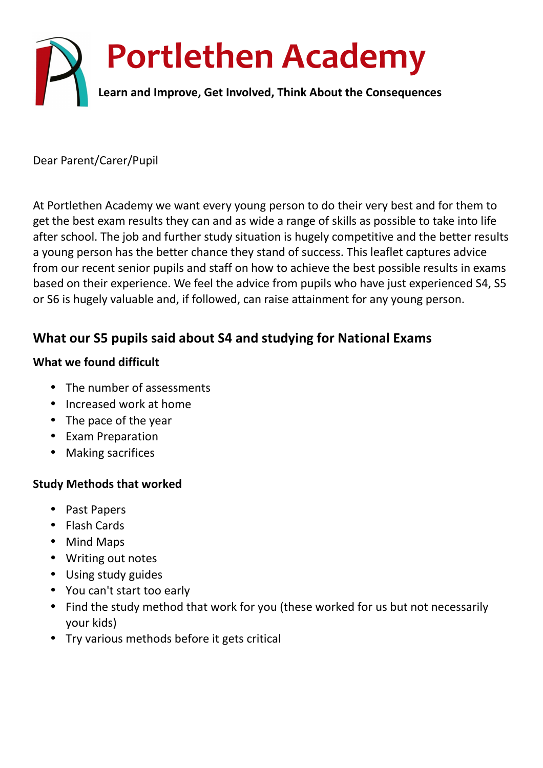# Portlethen Academy

**Learn and Improve, Get Involved, Think About the Consequences**

Dear Parent/Carer/Pupil

At Portlethen Academy we want every young person to do their very best and for them to get the best exam results they can and as wide a range of skills as possible to take into life after school. The job and further study situation is hugely competitive and the better results a young person has the better chance they stand of success. This leaflet captures advice from our recent senior pupils and staff on how to achieve the best possible results in exams based on their experience. We feel the advice from pupils who have just experienced S4, S5 or S6 is hugely valuable and, if followed, can raise attainment for any young person.

## What our S5 pupils said about S4 and studying for National Exams

### What we found difficult

- The number of assessments
- Increased work at home
- The pace of the year
- Exam Preparation
- Making sacrifices

### Study Methods that worked

- Past Papers
- Flash Cards
- Mind Maps
- Writing out notes
- Using study guides
- You can't start too early
- Find the study method that work for you (these worked for us but not necessarily your kids)
- Try various methods before it gets critical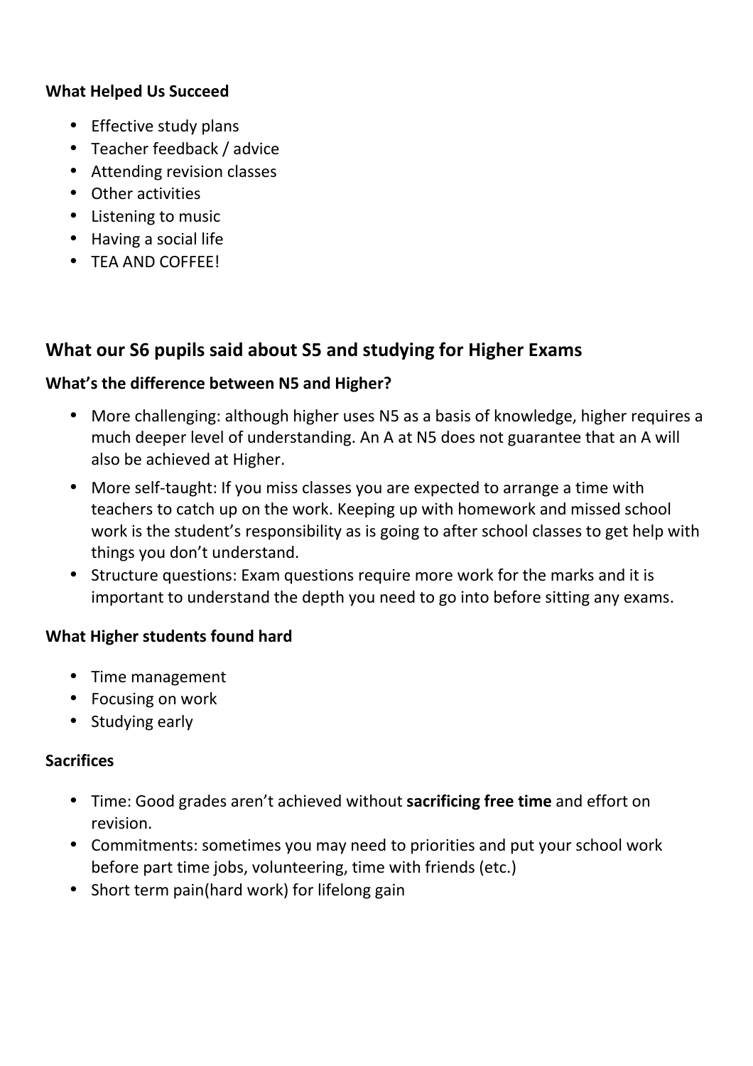**What Helped Us Succeed**

- Effective study plans
- Teacher feedback / advice
- Attending revision classes
- Other activities
- Listening to music
- Having a social life
- TEA AND COFFEE!

## What our S6 pupils said about S5 and studying for Higher Exams

**What's the difference between N5 and Higher?**

- More challenging: although higher uses N5 as a basis of knowledge, higher requires a much deeper level of understanding. An A at N5 does not guarantee that an A will also be achieved at Higher.
- More self-taught: If you miss classes you are expected to arrange a time with teachers to catch up on the work. Keeping up with homework and missed school work is the student's responsibility as is going to after school classes to get help with things you don't understand.
- Structure questions: Exam questions require more work for the marks and it is important to understand the depth you need to go into before sitting any exams.

**What Higher students found hard**

- Time management
- Focusing on work
- Studying early

**Sacrifices**

- Time: Good grades aren't achieved without **sacrificing free time** and effort on revision.
- Commitments: sometimes you may need to priorities and put your school work before part time jobs, volunteering, time with friends (etc.)
- Short term pain(hard work) for lifelong gain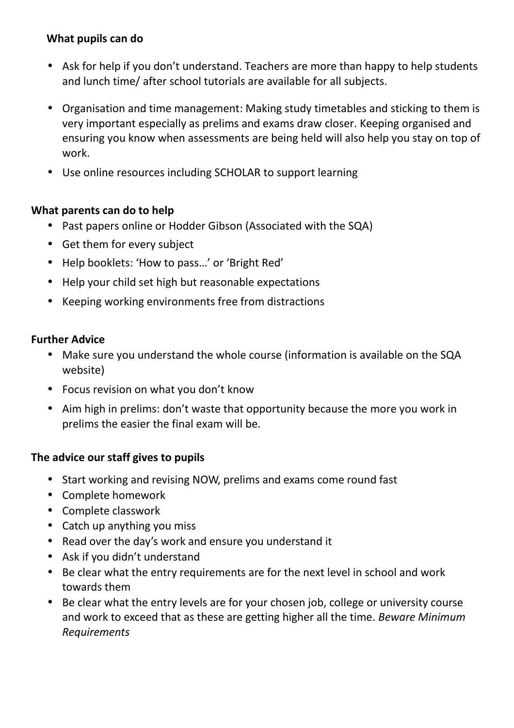**What pupils can do**

- Ask for help if you don't understand. Teachers are more than happy to help students and lunch time/ after school tutorials are available for all subjects.
- Organisation and time management: Making study timetables and sticking to them is very important especially as prelims and exams draw closer. Keeping organised and ensuring you know when assessments are being held will also help you stay on top of work.
- Use online resources including SCHOLAR to support learning

**What parents can do to help**

- Past papers online or Hodder Gibson (Associated with the SQA)
- Get them for every subject
- Help booklets: 'How to pass…' or 'Bright Red'
- Help your child set high but reasonable expectations
- Keeping working environments free from distractions

**Further Advice**

- Make sure you understand the whole course (information is available on the SQA website)
- Focus revision on what you don't know
- Aim high in prelims: don't waste that opportunity because the more you work in prelims the easier the final exam will be.

**The advice our staff gives to pupils**

- Start working and revising NOW, prelims and exams come round fast
- Complete homework
- Complete classwork
- Catch up anything you miss
- Read over the day's work and ensure you understand it
- Ask if you didn't understand
- Be clear what the entry requirements are for the next level in school and work towards them
- Be clear what the entry levels are for your chosen job, college or university course and work to exceed that as these are getting higher all the time. *Beware Minimum Requirements*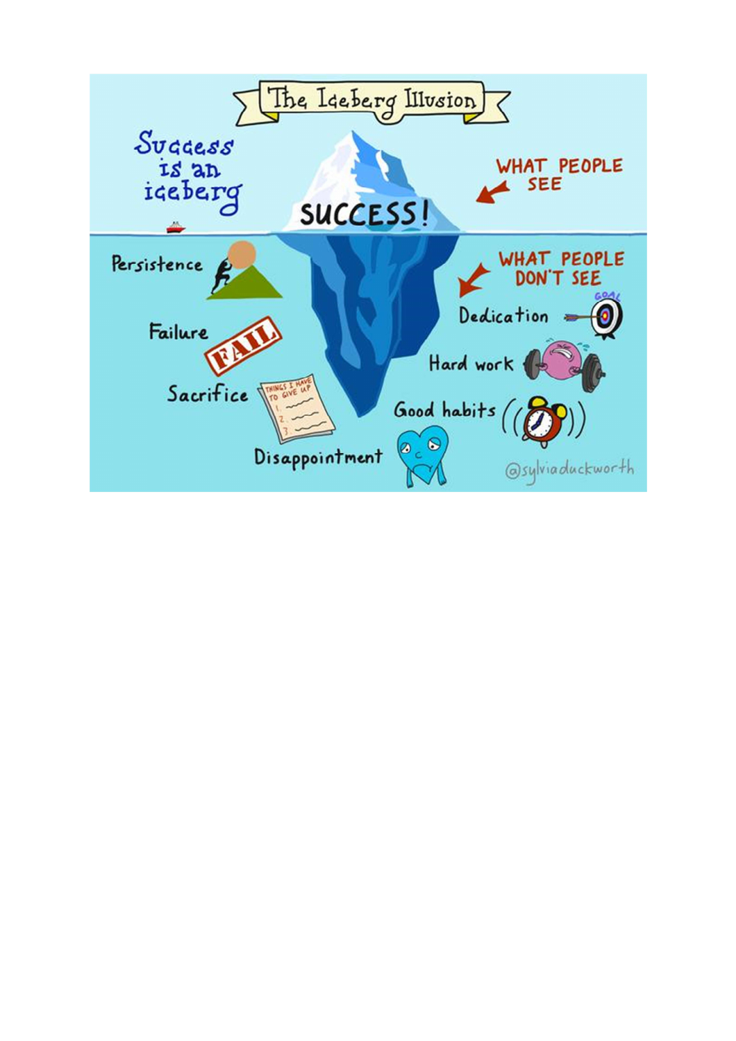The Iceberg Illusion

Success is an iceberg

SUCCESS!

WHAT PEOPLE SEE

WHAT PEOPLE DON'T SEE

Persistence

Failure

FAIL

Sacrifice

THINGS I HAVE TO GIVE UP

1.

2.

3.

Disappointment

Dedication

GOAL

Hard work

Good habits

@sylviaduckworth